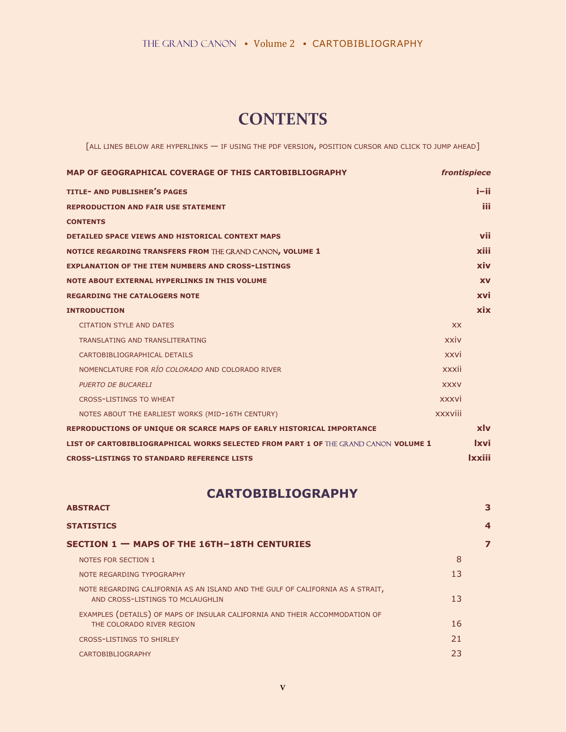# CONTENTS

[ALL LINES BELOW ARE HYPERLINKS — IF USING THE PDF VERSION, POSITION CURSOR AND CLICK TO JUMP AHEAD]

| | |
|---|---|
| **MAP OF GEOGRAPHICAL COVERAGE OF THIS CARTOBIBLIOGRAPHY** | ***frontispiece*** |
| **TITLE- AND PUBLISHER'S PAGES** | **i–ii** |
| **REPRODUCTION AND FAIR USE STATEMENT** | **iii** |
| **CONTENTS** | |
| **DETAILED SPACE VIEWS AND HISTORICAL CONTEXT MAPS** | **vii** |
| **NOTICE REGARDING TRANSFERS FROM THE GRAND CANON, VOLUME 1** | **xiii** |
| **EXPLANATION OF THE ITEM NUMBERS AND CROSS-LISTINGS** | **xiv** |
| **NOTE ABOUT EXTERNAL HYPERLINKS IN THIS VOLUME** | **xv** |
| **REGARDING THE CATALOGERS NOTE** | **xvi** |
| **INTRODUCTION** | **xix** |
| CITATION STYLE AND DATES | xx |
| TRANSLATING AND TRANSLITERATING | xxiv |
| CARTOBIBLIOGRAPHICAL DETAILS | xxvi |
| NOMENCLATURE FOR *RÍO COLORADO* AND COLORADO RIVER | xxxii |
| *PUERTO DE BUCARELI* | xxxv |
| CROSS-LISTINGS TO WHEAT | xxxvi |
| NOTES ABOUT THE EARLIEST WORKS (MID-16TH CENTURY) | xxxviii |
| **REPRODUCTIONS OF UNIQUE OR SCARCE MAPS OF EARLY HISTORICAL IMPORTANCE** | **xlv** |
| **LIST OF CARTOBIBLIOGRAPHICAL WORKS SELECTED FROM PART 1 OF THE GRAND CANON VOLUME 1** | **lxvi** |
| **CROSS-LISTINGS TO STANDARD REFERENCE LISTS** | **lxxiii** |

## CARTOBIBLIOGRAPHY

| | |
|---|---|
| **ABSTRACT** | **3** |
| **STATISTICS** | **4** |
| **SECTION 1 — MAPS OF THE 16TH–18TH CENTURIES** | **7** |
| NOTES FOR SECTION 1 | 8 |
| NOTE REGARDING TYPOGRAPHY | 13 |
| NOTE REGARDING CALIFORNIA AS AN ISLAND AND THE GULF OF CALIFORNIA AS A STRAIT, AND CROSS-LISTINGS TO MCLAUGHLIN | 13 |
| EXAMPLES (DETAILS) OF MAPS OF INSULAR CALIFORNIA AND THEIR ACCOMMODATION OF THE COLORADO RIVER REGION | 16 |
| CROSS-LISTINGS TO SHIRLEY | 21 |
| CARTOBIBLIOGRAPHY | 23 |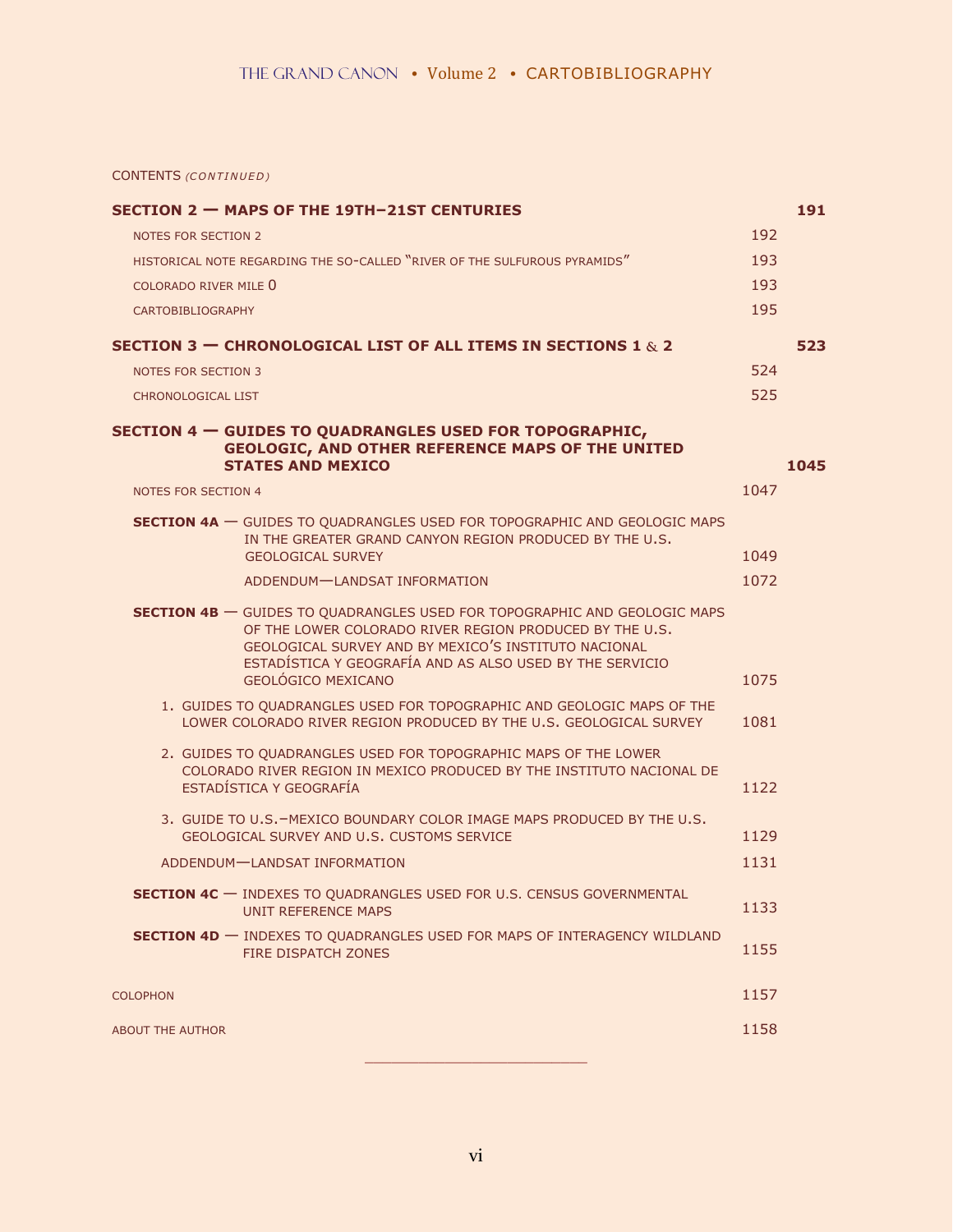CONTENTS *(CONTINUED)*

| | | |
|---|---|---|
| **SECTION 2 — MAPS OF THE 19TH–21ST CENTURIES** | | **191** |
| NOTES FOR SECTION 2 | 192 | |
| HISTORICAL NOTE REGARDING THE SO-CALLED "RIVER OF THE SULFUROUS PYRAMIDS" | 193 | |
| COLORADO RIVER MILE 0 | 193 | |
| CARTOBIBLIOGRAPHY | 195 | |
| **SECTION 3 — CHRONOLOGICAL LIST OF ALL ITEMS IN SECTIONS 1 & 2** | | **523** |
| NOTES FOR SECTION 3 | 524 | |
| CHRONOLOGICAL LIST | 525 | |
| **SECTION 4 — GUIDES TO QUADRANGLES USED FOR TOPOGRAPHIC, GEOLOGIC, AND OTHER REFERENCE MAPS OF THE UNITED STATES AND MEXICO** | | **1045** |
| NOTES FOR SECTION 4 | 1047 | |
| **SECTION 4A** — GUIDES TO QUADRANGLES USED FOR TOPOGRAPHIC AND GEOLOGIC MAPS IN THE GREATER GRAND CANYON REGION PRODUCED BY THE U.S. GEOLOGICAL SURVEY | 1049 | |
| ADDENDUM—LANDSAT INFORMATION | 1072 | |
| **SECTION 4B** — GUIDES TO QUADRANGLES USED FOR TOPOGRAPHIC AND GEOLOGIC MAPS OF THE LOWER COLORADO RIVER REGION PRODUCED BY THE U.S. GEOLOGICAL SURVEY AND BY MEXICO'S INSTITUTO NACIONAL ESTADÍSTICA Y GEOGRAFÍA AND AS ALSO USED BY THE SERVICIO GEOLÓGICO MEXICANO | 1075 | |
| 1. GUIDES TO QUADRANGLES USED FOR TOPOGRAPHIC AND GEOLOGIC MAPS OF THE LOWER COLORADO RIVER REGION PRODUCED BY THE U.S. GEOLOGICAL SURVEY | 1081 | |
| 2. GUIDES TO QUADRANGLES USED FOR TOPOGRAPHIC MAPS OF THE LOWER COLORADO RIVER REGION IN MEXICO PRODUCED BY THE INSTITUTO NACIONAL DE ESTADÍSTICA Y GEOGRAFÍA | 1122 | |
| 3. GUIDE TO U.S.–MEXICO BOUNDARY COLOR IMAGE MAPS PRODUCED BY THE U.S. GEOLOGICAL SURVEY AND U.S. CUSTOMS SERVICE | 1129 | |
| ADDENDUM—LANDSAT INFORMATION | 1131 | |
| **SECTION 4C** — INDEXES TO QUADRANGLES USED FOR U.S. CENSUS GOVERNMENTAL UNIT REFERENCE MAPS | 1133 | |
| **SECTION 4D** — INDEXES TO QUADRANGLES USED FOR MAPS OF INTERAGENCY WILDLAND FIRE DISPATCH ZONES | 1155 | |
| COLOPHON | 1157 | |
| ABOUT THE AUTHOR | 1158 | |